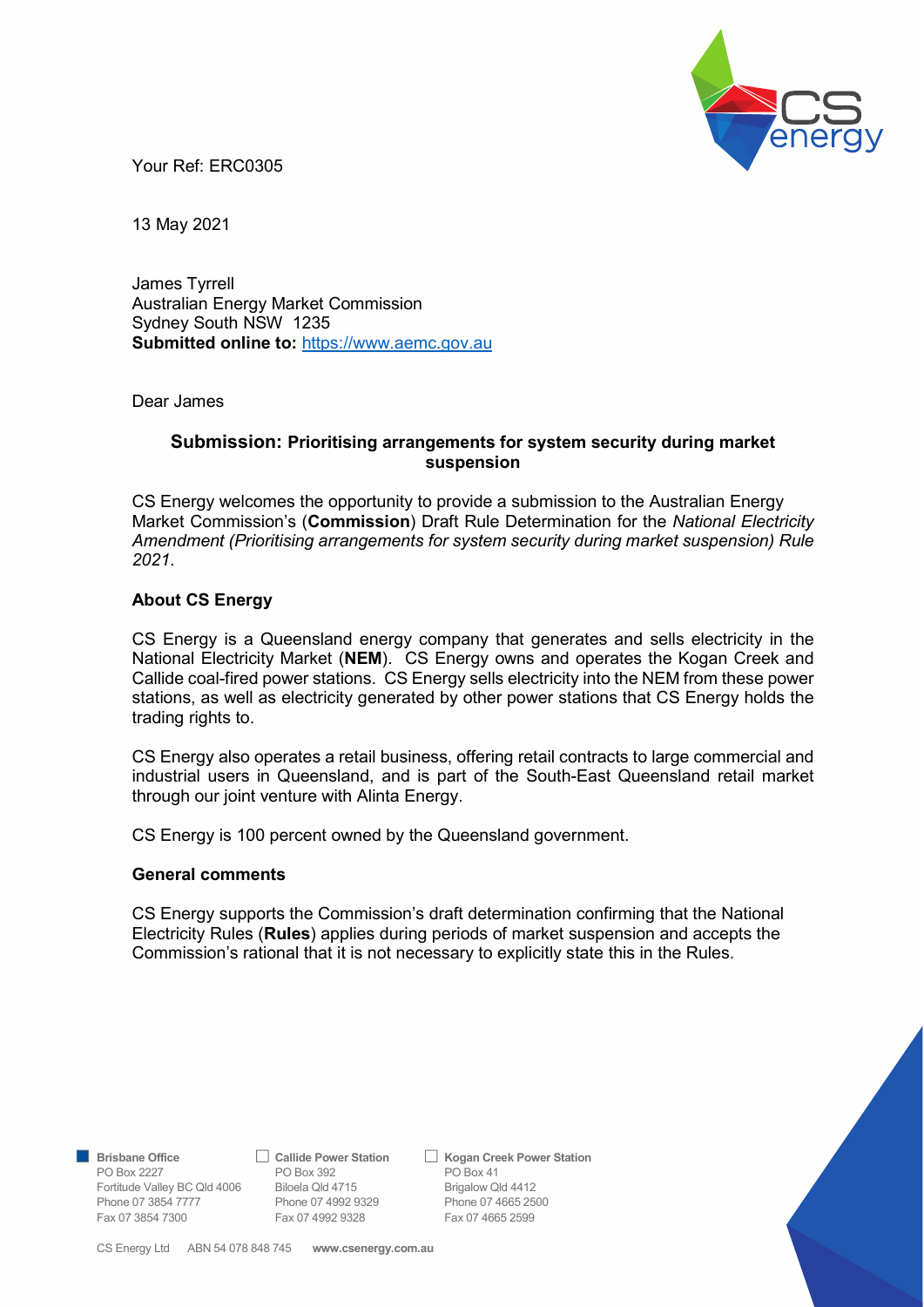Your Ref: ERC0305

13 May 2021

James Tyrrell
Australian Energy Market Commission
Sydney South NSW 1235
**Submitted online to:** https://www.aemc.gov.au

Dear James

## Submission: Prioritising arrangements for system security during market suspension

CS Energy welcomes the opportunity to provide a submission to the Australian Energy Market Commission's (**Commission**) Draft Rule Determination for the *National Electricity Amendment (Prioritising arrangements for system security during market suspension) Rule 2021*.

### About CS Energy

CS Energy is a Queensland energy company that generates and sells electricity in the National Electricity Market (**NEM**). CS Energy owns and operates the Kogan Creek and Callide coal-fired power stations. CS Energy sells electricity into the NEM from these power stations, as well as electricity generated by other power stations that CS Energy holds the trading rights to.

CS Energy also operates a retail business, offering retail contracts to large commercial and industrial users in Queensland, and is part of the South-East Queensland retail market through our joint venture with Alinta Energy.

CS Energy is 100 percent owned by the Queensland government.

### General comments

CS Energy supports the Commission's draft determination confirming that the National Electricity Rules (**Rules**) applies during periods of market suspension and accepts the Commission's rational that it is not necessary to explicitly state this in the Rules.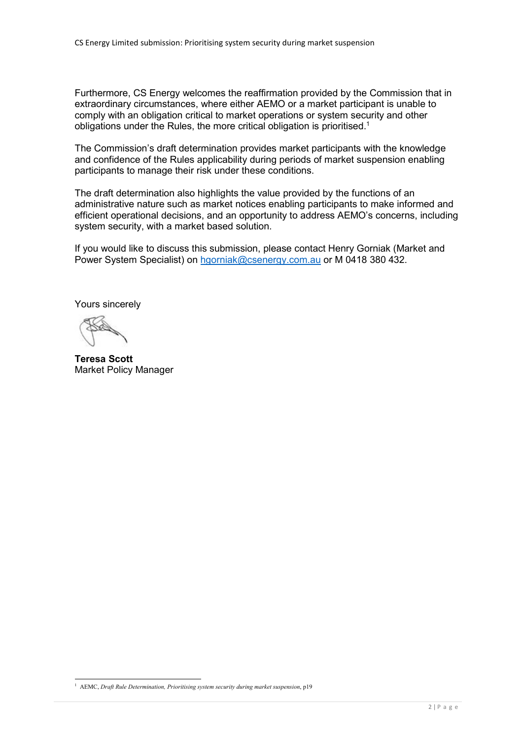Furthermore, CS Energy welcomes the reaffirmation provided by the Commission that in extraordinary circumstances, where either AEMO or a market participant is unable to comply with an obligation critical to market operations or system security and other obligations under the Rules, the more critical obligation is prioritised.[1]

The Commission's draft determination provides market participants with the knowledge and confidence of the Rules applicability during periods of market suspension enabling participants to manage their risk under these conditions.

The draft determination also highlights the value provided by the functions of an administrative nature such as market notices enabling participants to make informed and efficient operational decisions, and an opportunity to address AEMO's concerns, including system security, with a market based solution.

If you would like to discuss this submission, please contact Henry Gorniak (Market and Power System Specialist) on hgorniak@csenergy.com.au or M 0418 380 432.

Yours sincerely

**Teresa Scott**
Market Policy Manager

[1] AEMC, *Draft Rule Determination, Prioritising system security during market suspension*, p19